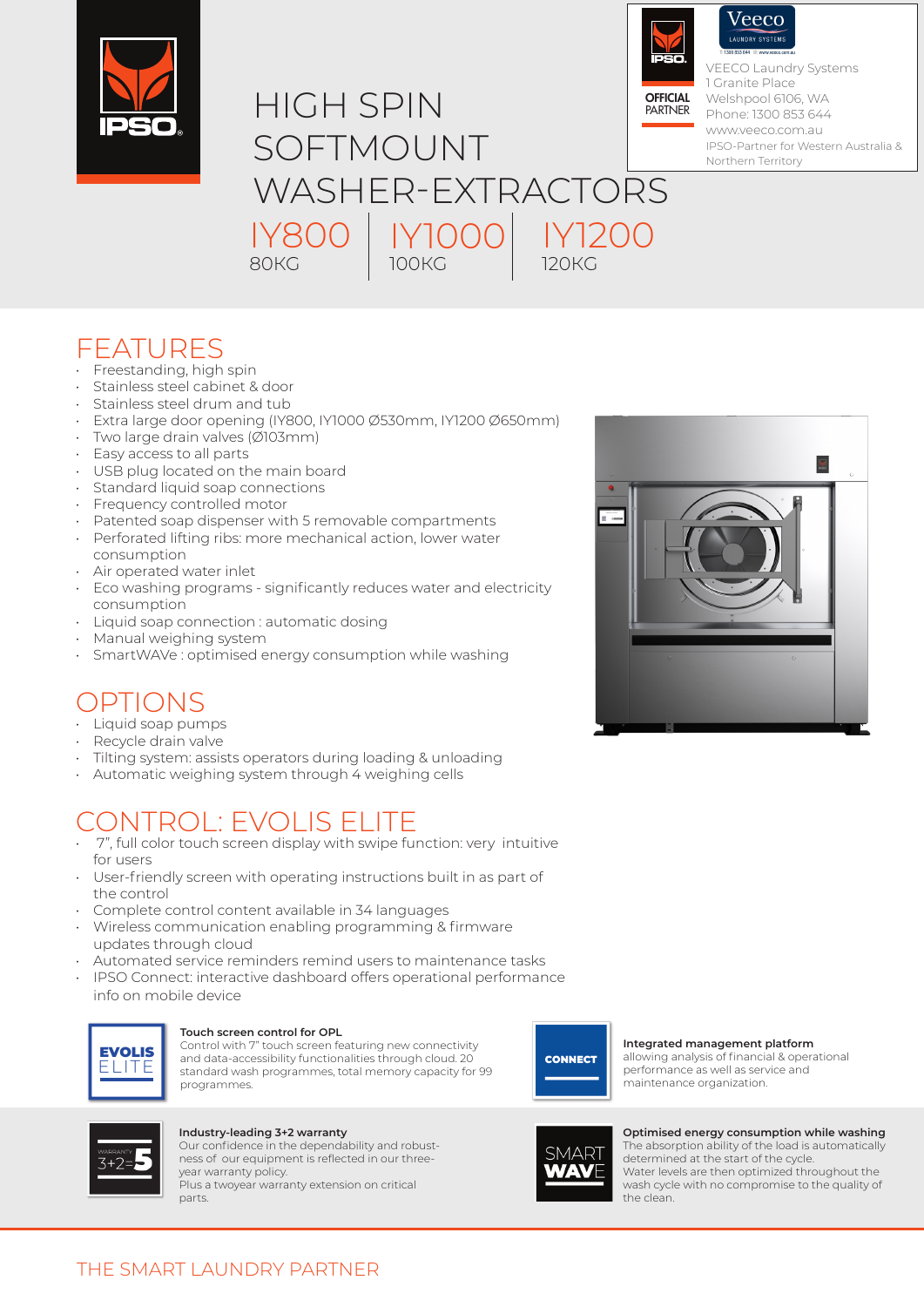IPSO

# HIGH SPIN SOFTMOUNT WASHER-EXTRACTORS

**IY800** 80KG | **IY1000** 100KG | **IY1200** 120KG

IPSO OFFICIAL PARTNER

Veeco LAUNDRY SYSTEMS

VEECO Laundry Systems
1 Granite Place
Welshpool 6106, WA
Phone: 1300 853 644
www.veeco.com.au
IPSO-Partner for Western Australia & Northern Territory

## FEATURES

- Freestanding, high spin
- Stainless steel cabinet & door
- Stainless steel drum and tub
- Extra large door opening (IY800, IY1000 Ø530mm, IY1200 Ø650mm)
- Two large drain valves (Ø103mm)
- Easy access to all parts
- USB plug located on the main board
- Standard liquid soap connections
- Frequency controlled motor
- Patented soap dispenser with 5 removable compartments
- Perforated lifting ribs: more mechanical action, lower water consumption
- Air operated water inlet
- Eco washing programs - significantly reduces water and electricity consumption
- Liquid soap connection : automatic dosing
- Manual weighing system
- SmartWAVe : optimised energy consumption while washing

## OPTIONS

- Liquid soap pumps
- Recycle drain valve
- Tilting system: assists operators during loading & unloading
- Automatic weighing system through 4 weighing cells

## CONTROL: EVOLIS ELITE

- 7", full color touch screen display with swipe function: very intuitive for users
- User-friendly screen with operating instructions built in as part of the control
- Complete control content available in 34 languages
- Wireless communication enabling programming & firmware updates through cloud
- Automated service reminders remind users to maintenance tasks
- IPSO Connect: interactive dashboard offers operational performance info on mobile device

**EVOLIS ELITE**

**Touch screen control for OPL**
Control with 7" touch screen featuring new connectivity and data-accessibility functionalities through cloud. 20 standard wash programmes, total memory capacity for 99 programmes.

**CONNECT**

**Integrated management platform**
allowing analysis of financial & operational performance as well as service and maintenance organization.

**WARRANTY 3+2=5**

**Industry-leading 3+2 warranty**
Our confidence in the dependability and robustness of our equipment is reflected in our three-year warranty policy.
Plus a twoyear warranty extension on critical parts.

**SMART WAVE**

**Optimised energy consumption while washing**
The absorption ability of the load is automatically determined at the start of the cycle.
Water levels are then optimized throughout the wash cycle with no compromise to the quality of the clean.

THE SMART LAUNDRY PARTNER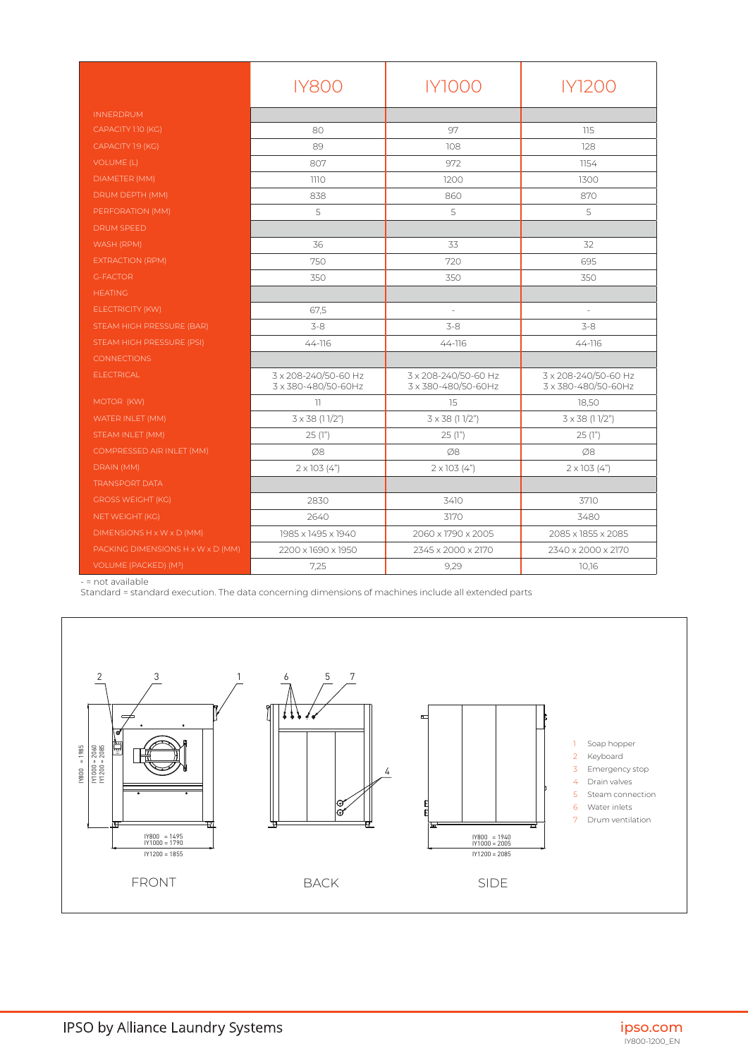| | IY800 | IY1000 | IY1200 |
|---|---|---|---|
| INNERDRUM | | | |
| CAPACITY 1:10 (KG) | 80 | 97 | 115 |
| CAPACITY 1:9 (KG) | 89 | 108 | 128 |
| VOLUME (L) | 807 | 972 | 1154 |
| DIAMETER (MM) | 1110 | 1200 | 1300 |
| DRUM DEPTH (MM) | 838 | 860 | 870 |
| PERFORATION (MM) | 5 | 5 | 5 |
| DRUM SPEED | | | |
| WASH (RPM) | 36 | 33 | 32 |
| EXTRACTION (RPM) | 750 | 720 | 695 |
| G-FACTOR | 350 | 350 | 350 |
| HEATING | | | |
| ELECTRICITY (KW) | 67,5 | - | - |
| STEAM HIGH PRESSURE (BAR) | 3-8 | 3-8 | 3-8 |
| STEAM HIGH PRESSURE (PSI) | 44-116 | 44-116 | 44-116 |
| CONNECTIONS | | | |
| ELECTRICAL | 3 x 208-240/50-60 Hz 3 x 380-480/50-60Hz | 3 x 208-240/50-60 Hz 3 x 380-480/50-60Hz | 3 x 208-240/50-60 Hz 3 x 380-480/50-60Hz |
| MOTOR (KW) | 11 | 15 | 18,50 |
| WATER INLET (MM) | 3 x 38 (1 1/2") | 3 x 38 (1 1/2") | 3 x 38 (1 1/2") |
| STEAM INLET (MM) | 25 (1") | 25 (1") | 25 (1") |
| COMPRESSED AIR INLET (MM) | Ø8 | Ø8 | Ø8 |
| DRAIN (MM) | 2 x 103 (4") | 2 x 103 (4") | 2 x 103 (4") |
| TRANSPORT DATA | | | |
| GROSS WEIGHT (KG) | 2830 | 3410 | 3710 |
| NET WEIGHT (KG) | 2640 | 3170 | 3480 |
| DIMENSIONS H x W x D (MM) | 1985 x 1495 x 1940 | 2060 x 1790 x 2005 | 2085 x 1855 x 2085 |
| PACKING DIMENSIONS H x W x D (MM) | 2200 x 1690 x 1950 | 2345 x 2000 x 2170 | 2340 x 2000 x 2170 |
| VOLUME (PACKED) (M³) | 7,25 | 9,29 | 10,16 |

- = not available
Standard = standard execution. The data concerning dimensions of machines include all extended parts

IY800 = 1985
IY1000 = 2060
IY1200 = 2085

IY800 = 1495
IY1000 = 1790
IY1200 = 1855

IY800 = 1940
IY1000 = 2005
IY1200 = 2085

FRONT

BACK

SIDE

1. Soap hopper
2. Keyboard
3. Emergency stop
4. Drain valves
5. Steam connection
6. Water inlets
7. Drum ventilation

IPSO by Alliance Laundry Systems

ipso.com
IY800-1200_EN